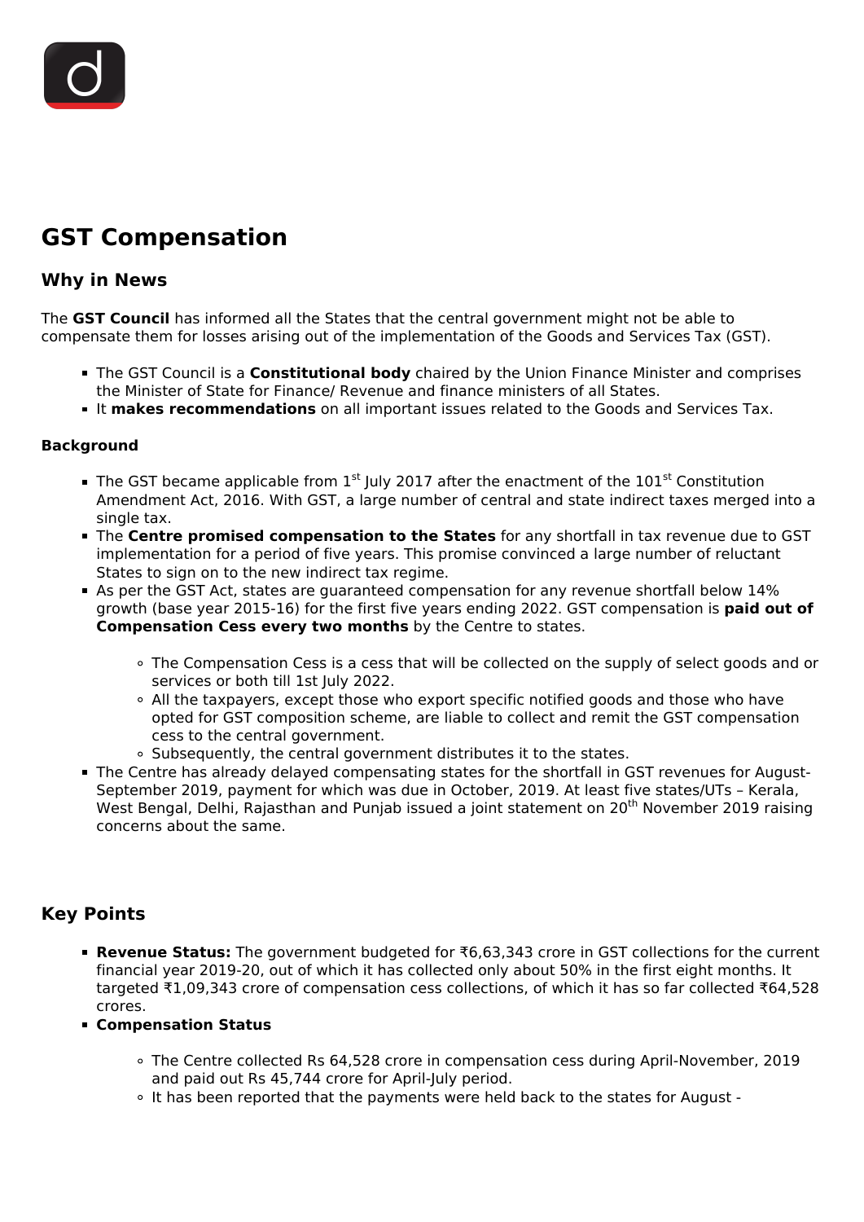# GST Compensation

## Why in News

The **GST Council** has informed all the States that the central government might not be able to compensate them for losses arising out of the implementation of the Goods and Services Tax (GST).

- The GST Council is a **Constitutional body** chaired by the Union Finance Minister and comprises the Minister of State for Finance/ Revenue and finance ministers of all States.
- It **makes recommendations** on all important issues related to the Goods and Services Tax.

### Background

- The GST became applicable from 1st July 2017 after the enactment of the 101st Constitution Amendment Act, 2016. With GST, a large number of central and state indirect taxes merged into a single tax.
- The **Centre promised compensation to the States** for any shortfall in tax revenue due to GST implementation for a period of five years. This promise convinced a large number of reluctant States to sign on to the new indirect tax regime.
- As per the GST Act, states are guaranteed compensation for any revenue shortfall below 14% growth (base year 2015-16) for the first five years ending 2022. GST compensation is **paid out of Compensation Cess every two months** by the Centre to states.
  - The Compensation Cess is a cess that will be collected on the supply of select goods and or services or both till 1st July 2022.
  - All the taxpayers, except those who export specific notified goods and those who have opted for GST composition scheme, are liable to collect and remit the GST compensation cess to the central government.
  - Subsequently, the central government distributes it to the states.
- The Centre has already delayed compensating states for the shortfall in GST revenues for August-September 2019, payment for which was due in October, 2019. At least five states/UTs – Kerala, West Bengal, Delhi, Rajasthan and Punjab issued a joint statement on 20th November 2019 raising concerns about the same.

## Key Points

- **Revenue Status:** The government budgeted for ₹6,63,343 crore in GST collections for the current financial year 2019-20, out of which it has collected only about 50% in the first eight months. It targeted ₹1,09,343 crore of compensation cess collections, of which it has so far collected ₹64,528 crores.
- **Compensation Status**
  - The Centre collected Rs 64,528 crore in compensation cess during April-November, 2019 and paid out Rs 45,744 crore for April-July period.
  - It has been reported that the payments were held back to the states for August -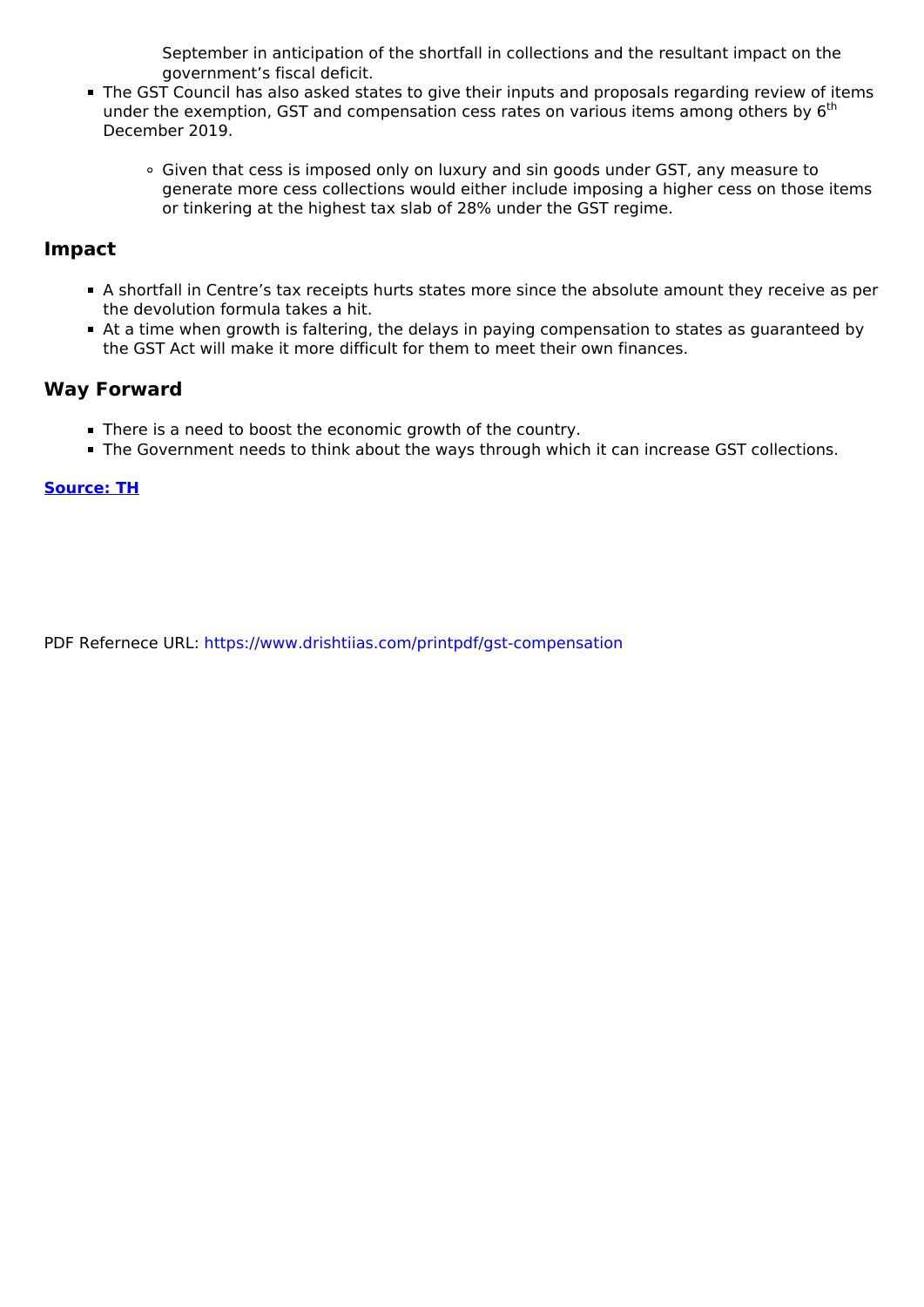- September in anticipation of the shortfall in collections and the resultant impact on the government's fiscal deficit.
- The GST Council has also asked states to give their inputs and proposals regarding review of items under the exemption, GST and compensation cess rates on various items among others by 6th December 2019.
    - Given that cess is imposed only on luxury and sin goods under GST, any measure to generate more cess collections would either include imposing a higher cess on those items or tinkering at the highest tax slab of 28% under the GST regime.

## Impact

- A shortfall in Centre's tax receipts hurts states more since the absolute amount they receive as per the devolution formula takes a hit.
- At a time when growth is faltering, the delays in paying compensation to states as guaranteed by the GST Act will make it more difficult for them to meet their own finances.

## Way Forward

- There is a need to boost the economic growth of the country.
- The Government needs to think about the ways through which it can increase GST collections.

**Source: TH**

PDF Refernece URL: https://www.drishtiias.com/printpdf/gst-compensation